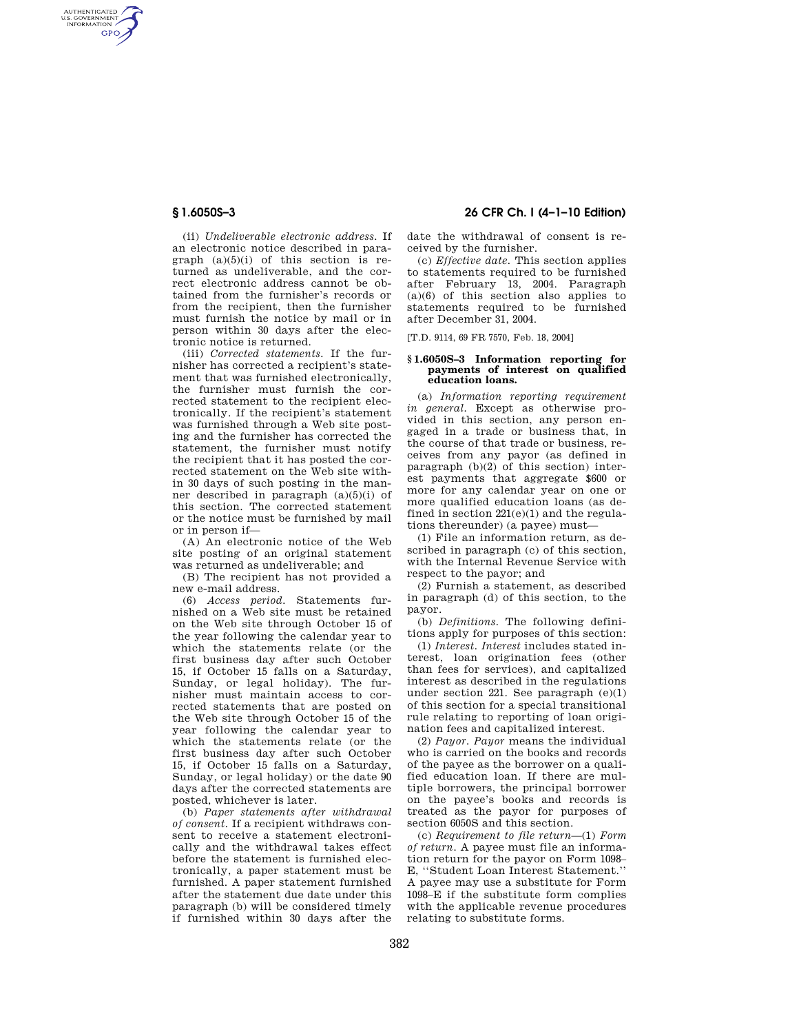(ii) *Undeliverable electronic address.* If an electronic notice described in paragraph (a)(5)(i) of this section is returned as undeliverable, and the correct electronic address cannot be obtained from the furnisher's records or from the recipient, then the furnisher must furnish the notice by mail or in person within 30 days after the electronic notice is returned.

(iii) *Corrected statements.* If the furnisher has corrected a recipient's statement that was furnished electronically, the furnisher must furnish the corrected statement to the recipient electronically. If the recipient's statement was furnished through a Web site posting and the furnisher has corrected the statement, the furnisher must notify the recipient that it has posted the corrected statement on the Web site within 30 days of such posting in the manner described in paragraph (a)(5)(i) of this section. The corrected statement or the notice must be furnished by mail or in person if—

(A) An electronic notice of the Web site posting of an original statement was returned as undeliverable; and

(B) The recipient has not provided a new e-mail address.

(6) *Access period.* Statements furnished on a Web site must be retained on the Web site through October 15 of the year following the calendar year to which the statements relate (or the first business day after such October 15, if October 15 falls on a Saturday, Sunday, or legal holiday). The furnisher must maintain access to corrected statements that are posted on the Web site through October 15 of the year following the calendar year to which the statements relate (or the first business day after such October 15, if October 15 falls on a Saturday, Sunday, or legal holiday) or the date 90 days after the corrected statements are posted, whichever is later.

(b) *Paper statements after withdrawal of consent.* If a recipient withdraws consent to receive a statement electronically and the withdrawal takes effect before the statement is furnished electronically, a paper statement must be furnished. A paper statement furnished after the statement due date under this paragraph (b) will be considered timely if furnished within 30 days after the date the withdrawal of consent is received by the furnisher.

(c) *Effective date.* This section applies to statements required to be furnished after February 13, 2004. Paragraph (a)(6) of this section also applies to statements required to be furnished after December 31, 2004.

[T.D. 9114, 69 FR 7570, Feb. 18, 2004]

## § 1.6050S–3 Information reporting for payments of interest on qualified education loans.

(a) *Information reporting requirement in general.* Except as otherwise provided in this section, any person engaged in a trade or business that, in the course of that trade or business, receives from any payor (as defined in paragraph (b)(2) of this section) interest payments that aggregate $600 or more for any calendar year on one or more qualified education loans (as defined in section 221(e)(1) and the regulations thereunder) (a payee) must—

(1) File an information return, as described in paragraph (c) of this section, with the Internal Revenue Service with respect to the payor; and

(2) Furnish a statement, as described in paragraph (d) of this section, to the payor.

(b) *Definitions.* The following definitions apply for purposes of this section:

(1) *Interest. Interest* includes stated interest, loan origination fees (other than fees for services), and capitalized interest as described in the regulations under section 221. See paragraph (e)(1) of this section for a special transitional rule relating to reporting of loan origination fees and capitalized interest.

(2) *Payor. Payor* means the individual who is carried on the books and records of the payee as the borrower on a qualified education loan. If there are multiple borrowers, the principal borrower on the payee's books and records is treated as the payor for purposes of section 6050S and this section.

(c) *Requirement to file return*—(1) *Form of return.* A payee must file an information return for the payor on Form 1098–E, ''Student Loan Interest Statement.'' A payee may use a substitute for Form 1098–E if the substitute form complies with the applicable revenue procedures relating to substitute forms.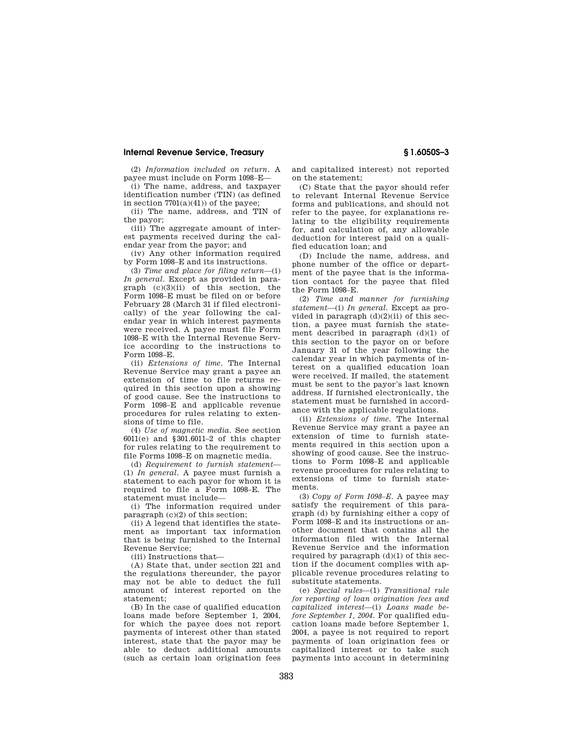(2) *Information included on return.* A payee must include on Form 1098–E—

(i) The name, address, and taxpayer identification number (TIN) (as defined in section 7701(a)(41)) of the payee;

(ii) The name, address, and TIN of the payor;

(iii) The aggregate amount of interest payments received during the calendar year from the payor; and

(iv) Any other information required by Form 1098–E and its instructions.

(3) *Time and place for filing return*—(i) *In general.* Except as provided in paragraph (c)(3)(ii) of this section, the Form 1098–E must be filed on or before February 28 (March 31 if filed electronically) of the year following the calendar year in which interest payments were received. A payee must file Form 1098–E with the Internal Revenue Service according to the instructions to Form 1098–E.

(ii) *Extensions of time.* The Internal Revenue Service may grant a payee an extension of time to file returns required in this section upon a showing of good cause. See the instructions to Form 1098–E and applicable revenue procedures for rules relating to extensions of time to file.

(4) *Use of magnetic media.* See section 6011(e) and §301.6011–2 of this chapter for rules relating to the requirement to file Forms 1098–E on magnetic media.

(d) *Requirement to furnish statement*—(1) *In general.* A payee must furnish a statement to each payor for whom it is required to file a Form 1098–E. The statement must include—

(i) The information required under paragraph (c)(2) of this section;

(ii) A legend that identifies the statement as important tax information that is being furnished to the Internal Revenue Service;

(iii) Instructions that—

(A) State that, under section 221 and the regulations thereunder, the payor may not be able to deduct the full amount of interest reported on the statement;

(B) In the case of qualified education loans made before September 1, 2004, for which the payee does not report payments of interest other than stated interest, state that the payor may be able to deduct additional amounts (such as certain loan origination fees and capitalized interest) not reported on the statement;

(C) State that the payor should refer to relevant Internal Revenue Service forms and publications, and should not refer to the payee, for explanations relating to the eligibility requirements for, and calculation of, any allowable deduction for interest paid on a qualified education loan; and

(D) Include the name, address, and phone number of the office or department of the payee that is the information contact for the payee that filed the Form 1098–E.

(2) *Time and manner for furnishing statement*—(i) *In general.* Except as provided in paragraph (d)(2)(ii) of this section, a payee must furnish the statement described in paragraph (d)(1) of this section to the payor on or before January 31 of the year following the calendar year in which payments of interest on a qualified education loan were received. If mailed, the statement must be sent to the payor's last known address. If furnished electronically, the statement must be furnished in accordance with the applicable regulations.

(ii) *Extensions of time.* The Internal Revenue Service may grant a payee an extension of time to furnish statements required in this section upon a showing of good cause. See the instructions to Form 1098–E and applicable revenue procedures for rules relating to extensions of time to furnish statements.

(3) *Copy of Form 1098–E.* A payee may satisfy the requirement of this paragraph (d) by furnishing either a copy of Form 1098–E and its instructions or another document that contains all the information filed with the Internal Revenue Service and the information required by paragraph (d)(1) of this section if the document complies with applicable revenue procedures relating to substitute statements.

(e) *Special rules*—(1) *Transitional rule for reporting of loan origination fees and capitalized interest*—(i) *Loans made before September 1, 2004.* For qualified education loans made before September 1, 2004, a payee is not required to report payments of loan origination fees or capitalized interest or to take such payments into account in determining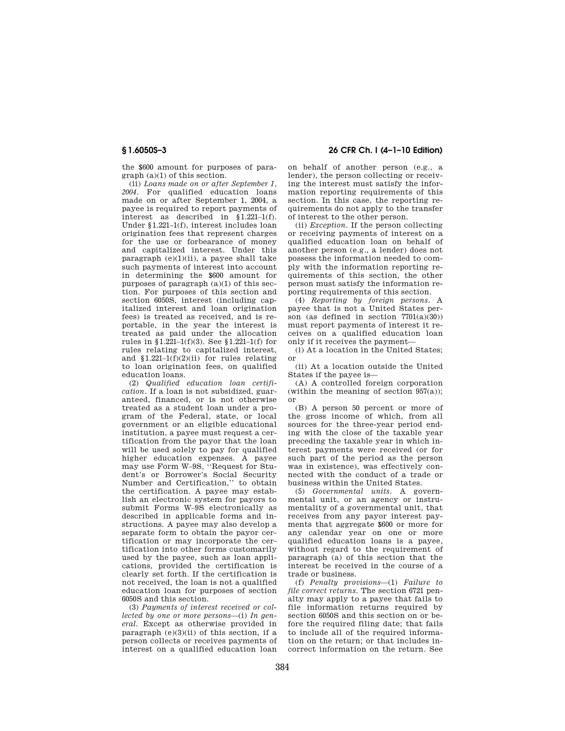the $600 amount for purposes of paragraph (a)(1) of this section.

(ii) *Loans made on or after September 1, 2004.* For qualified education loans made on or after September 1, 2004, a payee is required to report payments of interest as described in §1.221–1(f). Under §1.221–1(f), interest includes loan origination fees that represent charges for the use or forbearance of money and capitalized interest. Under this paragraph (e)(1)(ii), a payee shall take such payments of interest into account in determining the $600 amount for purposes of paragraph (a)(1) of this section. For purposes of this section and section 6050S, interest (including capitalized interest and loan origination fees) is treated as received, and is reportable, in the year the interest is treated as paid under the allocation rules in §1.221–1(f)(3). See §1.221–1(f) for rules relating to capitalized interest, and §1.221–1(f)(2)(ii) for rules relating to loan origination fees, on qualified education loans.

(2) *Qualified education loan certification.* If a loan is not subsidized, guaranteed, financed, or is not otherwise treated as a student loan under a program of the Federal, state, or local government or an eligible educational institution, a payee must request a certification from the payor that the loan will be used solely to pay for qualified higher education expenses. A payee may use Form W–9S, ''Request for Student's or Borrower's Social Security Number and Certification,'' to obtain the certification. A payee may establish an electronic system for payors to submit Forms W–9S electronically as described in applicable forms and instructions. A payee may also develop a separate form to obtain the payor certification or may incorporate the certification into other forms customarily used by the payee, such as loan applications, provided the certification is clearly set forth. If the certification is not received, the loan is not a qualified education loan for purposes of section 6050S and this section.

(3) *Payments of interest received or collected by one or more persons*—(i) *In general.* Except as otherwise provided in paragraph (e)(3)(ii) of this section, if a person collects or receives payments of interest on a qualified education loan on behalf of another person (e.g., a lender), the person collecting or receiving the interest must satisfy the information reporting requirements of this section. In this case, the reporting requirements do not apply to the transfer of interest to the other person.

(ii) *Exception.* If the person collecting or receiving payments of interest on a qualified education loan on behalf of another person (e.g., a lender) does not possess the information needed to comply with the information reporting requirements of this section, the other person must satisfy the information reporting requirements of this section.

(4) *Reporting by foreign persons.* A payee that is not a United States person (as defined in section 7701(a)(30)) must report payments of interest it receives on a qualified education loan only if it receives the payment—

(i) At a location in the United States; or

(ii) At a location outside the United States if the payee is—

(A) A controlled foreign corporation (within the meaning of section 957(a)); or

(B) A person 50 percent or more of the gross income of which, from all sources for the three-year period ending with the close of the taxable year preceding the taxable year in which interest payments were received (or for such part of the period as the person was in existence), was effectively connected with the conduct of a trade or business within the United States.

(5) *Governmental units.* A governmental unit, or an agency or instrumentality of a governmental unit, that receives from any payor interest payments that aggregate $600 or more for any calendar year on one or more qualified education loans is a payee, without regard to the requirement of paragraph (a) of this section that the interest be received in the course of a trade or business.

(f) *Penalty provisions*—(1) *Failure to file correct returns.* The section 6721 penalty may apply to a payee that fails to file information returns required by section 6050S and this section on or before the required filing date; that fails to include all of the required information on the return; or that includes incorrect information on the return. See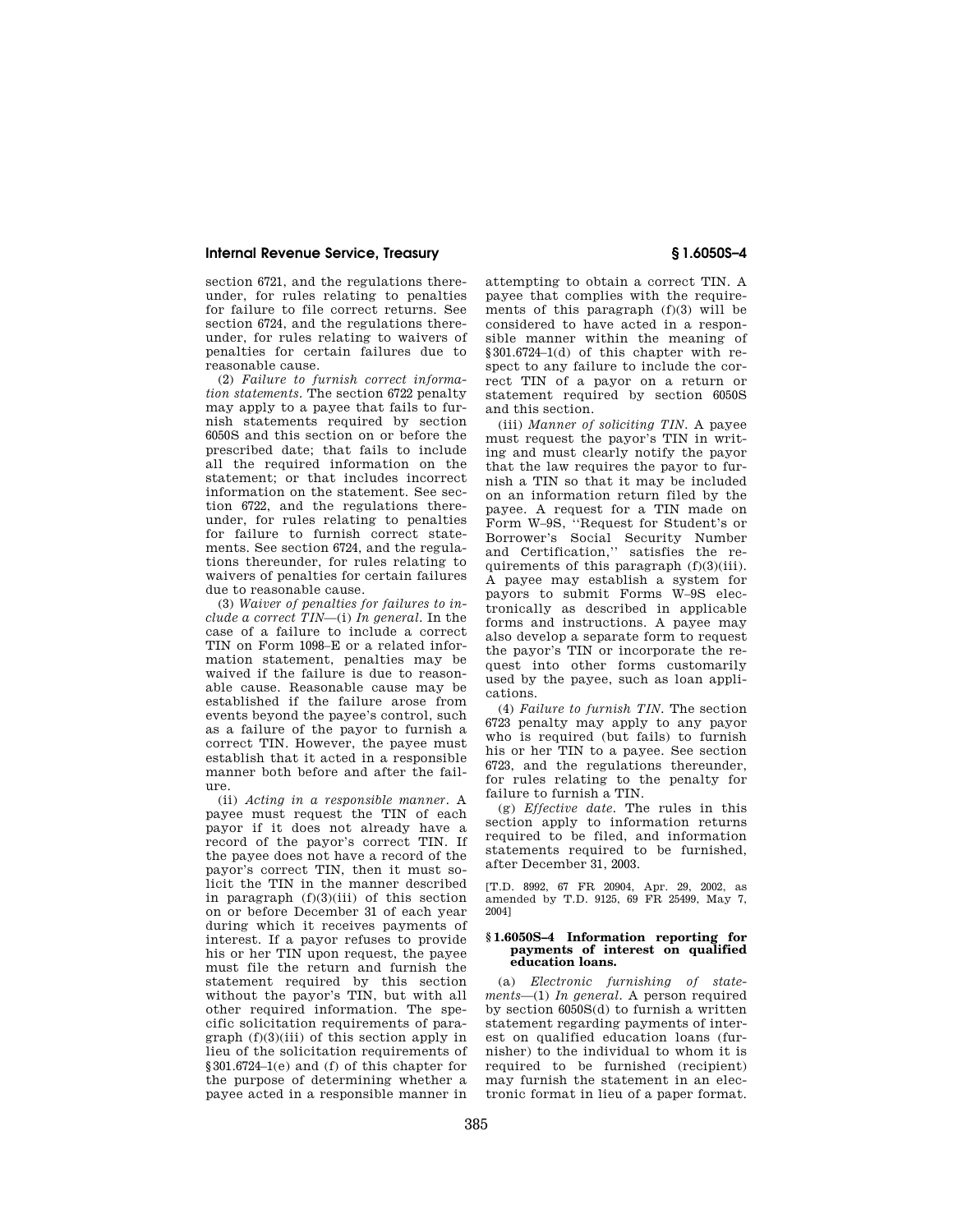section 6721, and the regulations thereunder, for rules relating to penalties for failure to file correct returns. See section 6724, and the regulations thereunder, for rules relating to waivers of penalties for certain failures due to reasonable cause.

(2) *Failure to furnish correct information statements.* The section 6722 penalty may apply to a payee that fails to furnish statements required by section 6050S and this section on or before the prescribed date; that fails to include all the required information on the statement; or that includes incorrect information on the statement. See section 6722, and the regulations thereunder, for rules relating to penalties for failure to furnish correct statements. See section 6724, and the regulations thereunder, for rules relating to waivers of penalties for certain failures due to reasonable cause.

(3) *Waiver of penalties for failures to include a correct TIN*—(i) *In general.* In the case of a failure to include a correct TIN on Form 1098–E or a related information statement, penalties may be waived if the failure is due to reasonable cause. Reasonable cause may be established if the failure arose from events beyond the payee's control, such as a failure of the payor to furnish a correct TIN. However, the payee must establish that it acted in a responsible manner both before and after the failure.

(ii) *Acting in a responsible manner.* A payee must request the TIN of each payor if it does not already have a record of the payor's correct TIN. If the payee does not have a record of the payor's correct TIN, then it must solicit the TIN in the manner described in paragraph (f)(3)(iii) of this section on or before December 31 of each year during which it receives payments of interest. If a payor refuses to provide his or her TIN upon request, the payee must file the return and furnish the statement required by this section without the payor's TIN, but with all other required information. The specific solicitation requirements of paragraph (f)(3)(iii) of this section apply in lieu of the solicitation requirements of §301.6724–1(e) and (f) of this chapter for the purpose of determining whether a payee acted in a responsible manner in attempting to obtain a correct TIN. A payee that complies with the requirements of this paragraph (f)(3) will be considered to have acted in a responsible manner within the meaning of §301.6724–1(d) of this chapter with respect to any failure to include the correct TIN of a payor on a return or statement required by section 6050S and this section.

(iii) *Manner of soliciting TIN.* A payee must request the payor's TIN in writing and must clearly notify the payor that the law requires the payor to furnish a TIN so that it may be included on an information return filed by the payee. A request for a TIN made on Form W–9S, ''Request for Student's or Borrower's Social Security Number and Certification,'' satisfies the requirements of this paragraph (f)(3)(iii). A payee may establish a system for payors to submit Forms W–9S electronically as described in applicable forms and instructions. A payee may also develop a separate form to request the payor's TIN or incorporate the request into other forms customarily used by the payee, such as loan applications.

(4) *Failure to furnish TIN.* The section 6723 penalty may apply to any payor who is required (but fails) to furnish his or her TIN to a payee. See section 6723, and the regulations thereunder, for rules relating to the penalty for failure to furnish a TIN.

(g) *Effective date.* The rules in this section apply to information returns required to be filed, and information statements required to be furnished, after December 31, 2003.

[T.D. 8992, 67 FR 20904, Apr. 29, 2002, as amended by T.D. 9125, 69 FR 25499, May 7, 2004]

### §1.6050S–4 Information reporting for payments of interest on qualified education loans.

(a) *Electronic furnishing of statements*—(1) *In general.* A person required by section 6050S(d) to furnish a written statement regarding payments of interest on qualified education loans (furnisher) to the individual to whom it is required to be furnished (recipient) may furnish the statement in an electronic format in lieu of a paper format.